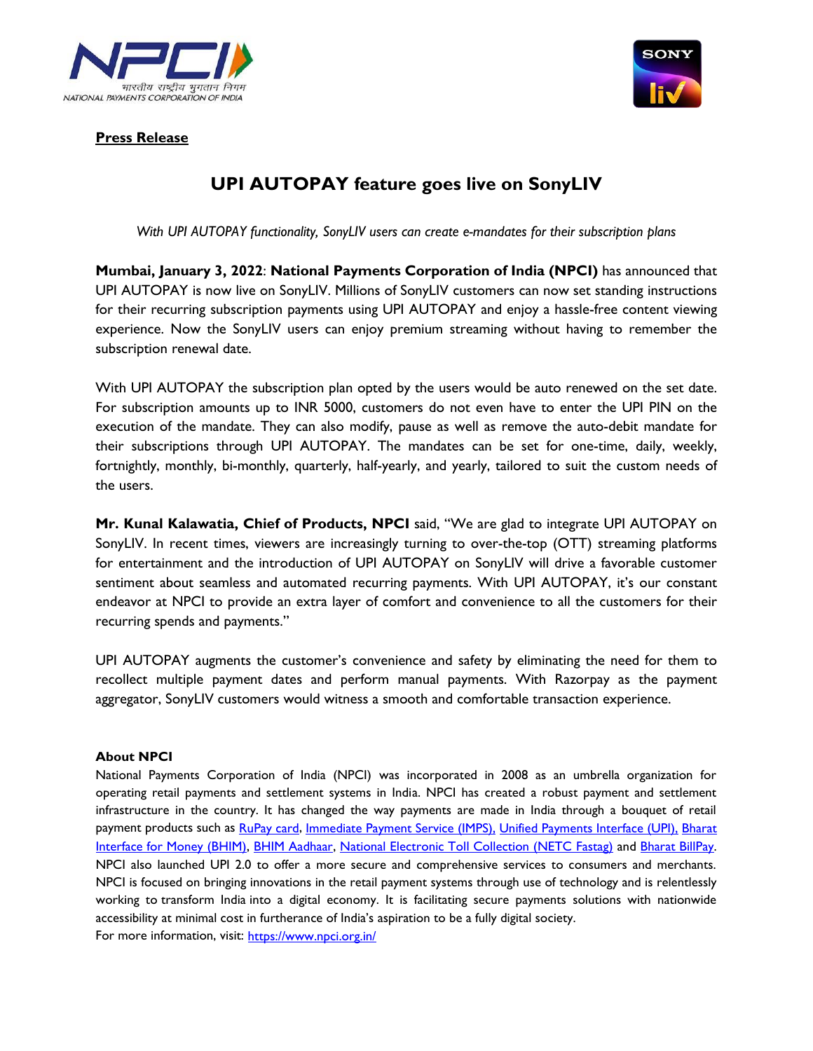**Press Release**

# UPI AUTOPAY feature goes live on SonyLIV

*With UPI AUTOPAY functionality, SonyLIV users can create e-mandates for their subscription plans*

**Mumbai, January 3, 2022**: **National Payments Corporation of India (NPCI)** has announced that UPI AUTOPAY is now live on SonyLIV. Millions of SonyLIV customers can now set standing instructions for their recurring subscription payments using UPI AUTOPAY and enjoy a hassle-free content viewing experience. Now the SonyLIV users can enjoy premium streaming without having to remember the subscription renewal date.

With UPI AUTOPAY the subscription plan opted by the users would be auto renewed on the set date. For subscription amounts up to INR 5000, customers do not even have to enter the UPI PIN on the execution of the mandate. They can also modify, pause as well as remove the auto-debit mandate for their subscriptions through UPI AUTOPAY. The mandates can be set for one-time, daily, weekly, fortnightly, monthly, bi-monthly, quarterly, half-yearly, and yearly, tailored to suit the custom needs of the users.

**Mr. Kunal Kalawatia, Chief of Products, NPCI** said, "We are glad to integrate UPI AUTOPAY on SonyLIV. In recent times, viewers are increasingly turning to over-the-top (OTT) streaming platforms for entertainment and the introduction of UPI AUTOPAY on SonyLIV will drive a favorable customer sentiment about seamless and automated recurring payments. With UPI AUTOPAY, it's our constant endeavor at NPCI to provide an extra layer of comfort and convenience to all the customers for their recurring spends and payments."

UPI AUTOPAY augments the customer's convenience and safety by eliminating the need for them to recollect multiple payment dates and perform manual payments. With Razorpay as the payment aggregator, SonyLIV customers would witness a smooth and comfortable transaction experience.

**About NPCI**

National Payments Corporation of India (NPCI) was incorporated in 2008 as an umbrella organization for operating retail payments and settlement systems in India. NPCI has created a robust payment and settlement infrastructure in the country. It has changed the way payments are made in India through a bouquet of retail payment products such as RuPay card, Immediate Payment Service (IMPS), Unified Payments Interface (UPI), Bharat Interface for Money (BHIM), BHIM Aadhaar, National Electronic Toll Collection (NETC Fastag) and Bharat BillPay. NPCI also launched UPI 2.0 to offer a more secure and comprehensive services to consumers and merchants. NPCI is focused on bringing innovations in the retail payment systems through use of technology and is relentlessly working to transform India into a digital economy. It is facilitating secure payments solutions with nationwide accessibility at minimal cost in furtherance of India's aspiration to be a fully digital society.
For more information, visit: https://www.npci.org.in/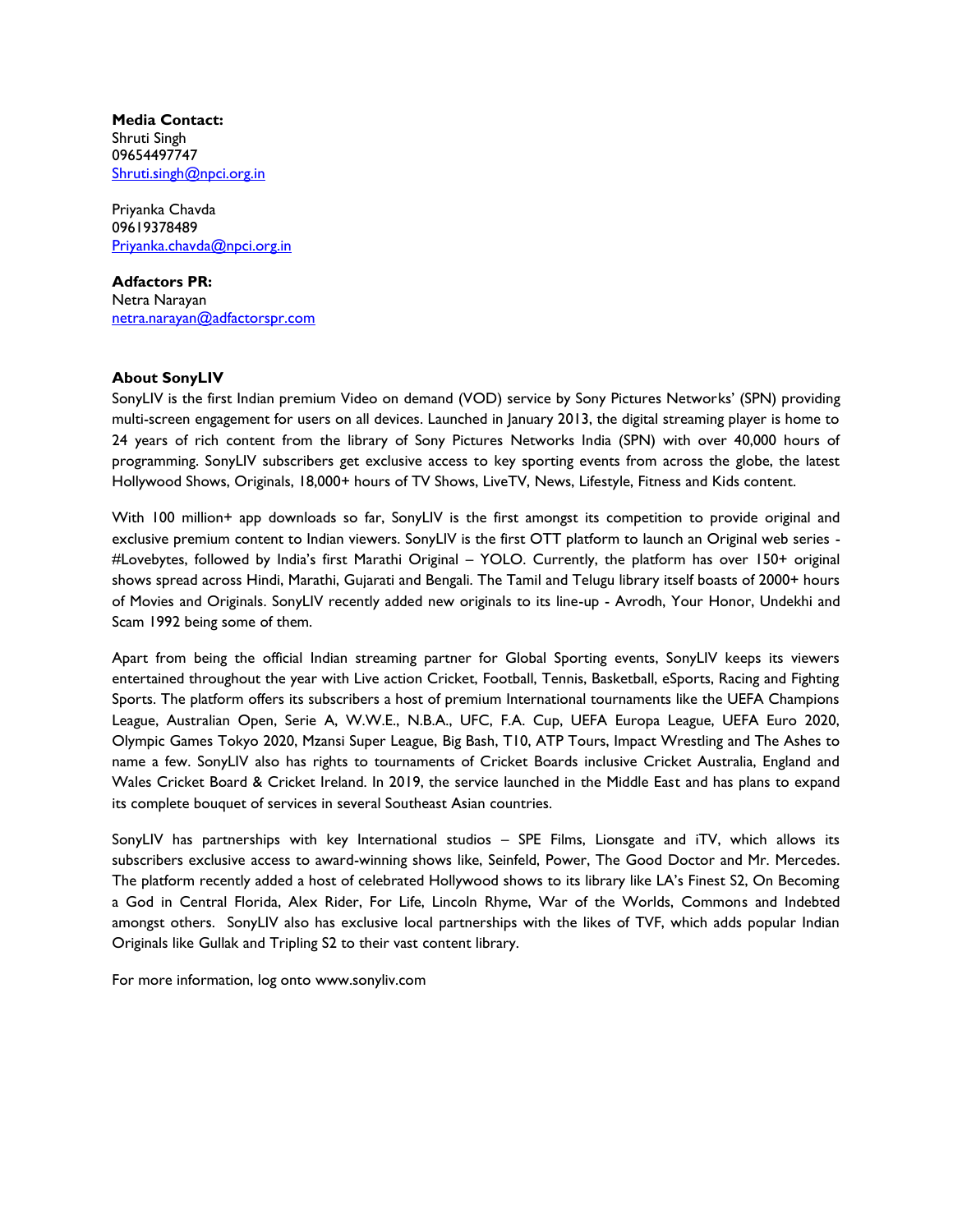**Media Contact:**
Shruti Singh
09654497747
Shruti.singh@npci.org.in

Priyanka Chavda
09619378489
Priyanka.chavda@npci.org.in

**Adfactors PR:**
Netra Narayan
netra.narayan@adfactorspr.com

**About SonyLIV**

SonyLIV is the first Indian premium Video on demand (VOD) service by Sony Pictures Networks' (SPN) providing multi-screen engagement for users on all devices. Launched in January 2013, the digital streaming player is home to 24 years of rich content from the library of Sony Pictures Networks India (SPN) with over 40,000 hours of programming. SonyLIV subscribers get exclusive access to key sporting events from across the globe, the latest Hollywood Shows, Originals, 18,000+ hours of TV Shows, LiveTV, News, Lifestyle, Fitness and Kids content.

With 100 million+ app downloads so far, SonyLIV is the first amongst its competition to provide original and exclusive premium content to Indian viewers. SonyLIV is the first OTT platform to launch an Original web series - #Lovebytes, followed by India's first Marathi Original – YOLO. Currently, the platform has over 150+ original shows spread across Hindi, Marathi, Gujarati and Bengali. The Tamil and Telugu library itself boasts of 2000+ hours of Movies and Originals. SonyLIV recently added new originals to its line-up - Avrodh, Your Honor, Undekhi and Scam 1992 being some of them.

Apart from being the official Indian streaming partner for Global Sporting events, SonyLIV keeps its viewers entertained throughout the year with Live action Cricket, Football, Tennis, Basketball, eSports, Racing and Fighting Sports. The platform offers its subscribers a host of premium International tournaments like the UEFA Champions League, Australian Open, Serie A, W.W.E., N.B.A., UFC, F.A. Cup, UEFA Europa League, UEFA Euro 2020, Olympic Games Tokyo 2020, Mzansi Super League, Big Bash, T10, ATP Tours, Impact Wrestling and The Ashes to name a few. SonyLIV also has rights to tournaments of Cricket Boards inclusive Cricket Australia, England and Wales Cricket Board & Cricket Ireland. In 2019, the service launched in the Middle East and has plans to expand its complete bouquet of services in several Southeast Asian countries.

SonyLIV has partnerships with key International studios – SPE Films, Lionsgate and iTV, which allows its subscribers exclusive access to award-winning shows like, Seinfeld, Power, The Good Doctor and Mr. Mercedes. The platform recently added a host of celebrated Hollywood shows to its library like LA's Finest S2, On Becoming a God in Central Florida, Alex Rider, For Life, Lincoln Rhyme, War of the Worlds, Commons and Indebted amongst others. SonyLIV also has exclusive local partnerships with the likes of TVF, which adds popular Indian Originals like Gullak and Tripling S2 to their vast content library.

For more information, log onto www.sonyliv.com